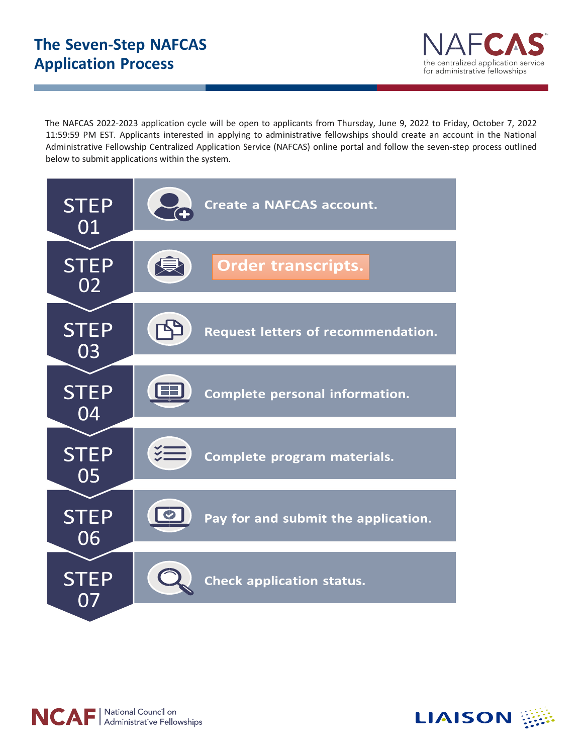# The Seven-Step NAFCAS Application Process

NAFCAS
the centralized application service for administrative fellowships

The NAFCAS 2022-2023 application cycle will be open to applicants from Thursday, June 9, 2022 to Friday, October 7, 2022 11:59:59 PM EST. Applicants interested in applying to administrative fellowships should create an account in the National Administrative Fellowship Centralized Application Service (NAFCAS) online portal and follow the seven-step process outlined below to submit applications within the system.

**STEP 01** — Create a NAFCAS account.

**STEP 02** — Order transcripts.

**STEP 03** — Request letters of recommendation.

**STEP 04** — Complete personal information.

**STEP 05** — Complete program materials.

**STEP 06** — Pay for and submit the application.

**STEP 07** — Check application status.

NCAF | National Council on Administrative Fellowships

LIAISON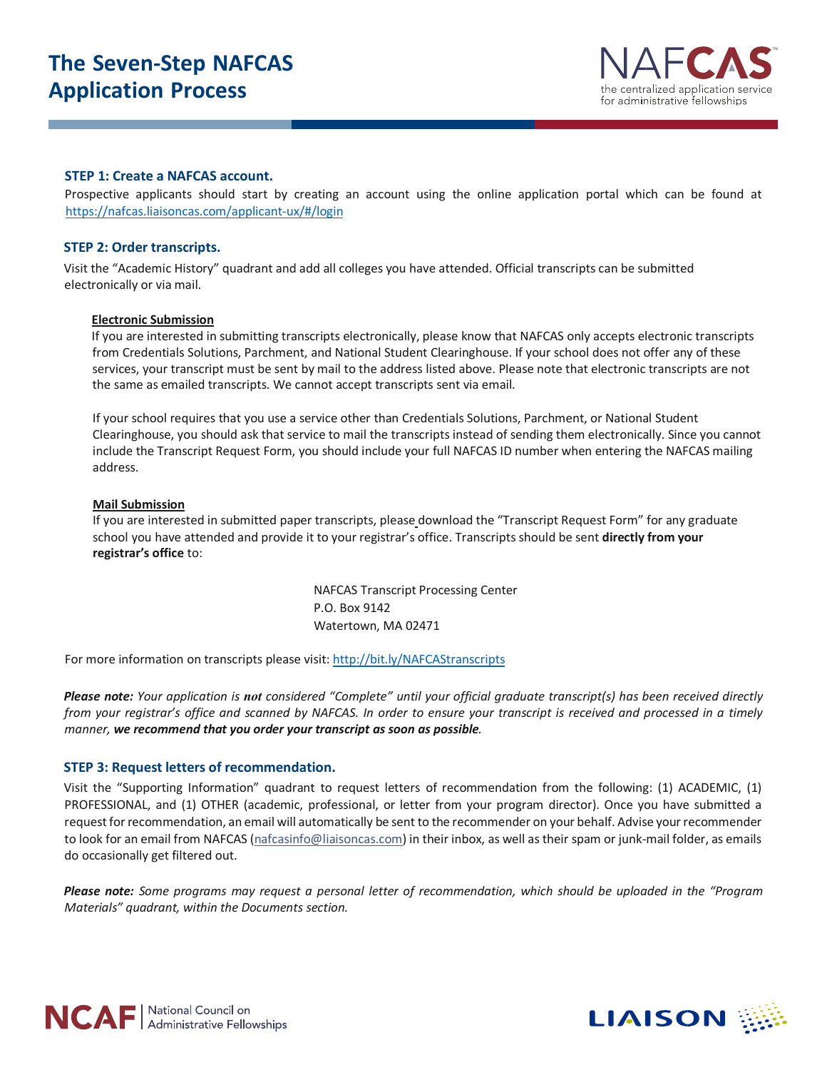# The Seven-Step NAFCAS Application Process

### STEP 1: Create a NAFCAS account.

Prospective applicants should start by creating an account using the online application portal which can be found at https://nafcas.liaisoncas.com/applicant-ux/#/login

### STEP 2: Order transcripts.

Visit the "Academic History" quadrant and add all colleges you have attended. Official transcripts can be submitted electronically or via mail.

**Electronic Submission**

If you are interested in submitting transcripts electronically, please know that NAFCAS only accepts electronic transcripts from Credentials Solutions, Parchment, and National Student Clearinghouse. If your school does not offer any of these services, your transcript must be sent by mail to the address listed above. Please note that electronic transcripts are not the same as emailed transcripts. We cannot accept transcripts sent via email.

If your school requires that you use a service other than Credentials Solutions, Parchment, or National Student Clearinghouse, you should ask that service to mail the transcripts instead of sending them electronically. Since you cannot include the Transcript Request Form, you should include your full NAFCAS ID number when entering the NAFCAS mailing address.

**Mail Submission**

If you are interested in submitted paper transcripts, please download the "Transcript Request Form" for any graduate school you have attended and provide it to your registrar's office. Transcripts should be sent **directly from your registrar's office** to:

NAFCAS Transcript Processing Center
P.O. Box 9142
Watertown, MA 02471

For more information on transcripts please visit: http://bit.ly/NAFCAStranscripts

***Please note:*** *Your application is **not** considered "Complete" until your official graduate transcript(s) has been received directly from your registrar's office and scanned by NAFCAS. In order to ensure your transcript is received and processed in a timely manner,* ***we recommend that you order your transcript as soon as possible****.*

### STEP 3: Request letters of recommendation.

Visit the "Supporting Information" quadrant to request letters of recommendation from the following: (1) ACADEMIC, (1) PROFESSIONAL, and (1) OTHER (academic, professional, or letter from your program director). Once you have submitted a request for recommendation, an email will automatically be sent to the recommender on your behalf. Advise your recommender to look for an email from NAFCAS (nafcasinfo@liaisoncas.com) in their inbox, as well as their spam or junk-mail folder, as emails do occasionally get filtered out.

***Please note:*** *Some programs may request a personal letter of recommendation, which should be uploaded in the "Program Materials" quadrant, within the Documents section.*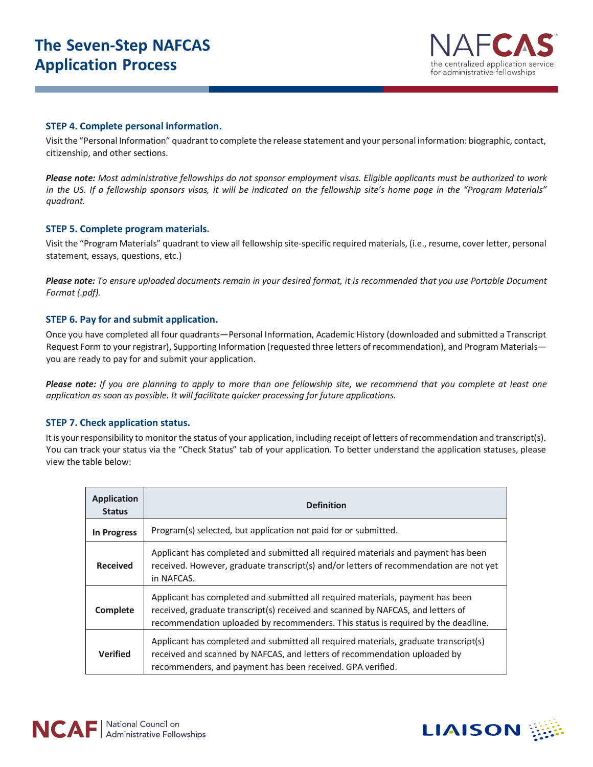# The Seven-Step NAFCAS Application Process

### STEP 4. Complete personal information.

Visit the "Personal Information" quadrant to complete the release statement and your personal information: biographic, contact, citizenship, and other sections.

***Please note:*** *Most administrative fellowships do not sponsor employment visas. Eligible applicants must be authorized to work in the US. If a fellowship sponsors visas, it will be indicated on the fellowship site's home page in the "Program Materials" quadrant.*

### STEP 5. Complete program materials.

Visit the "Program Materials" quadrant to view all fellowship site-specific required materials, (i.e., resume, cover letter, personal statement, essays, questions, etc.)

***Please note:*** *To ensure uploaded documents remain in your desired format, it is recommended that you use Portable Document Format (.pdf).*

### STEP 6. Pay for and submit application.

Once you have completed all four quadrants—Personal Information, Academic History (downloaded and submitted a Transcript Request Form to your registrar), Supporting Information (requested three letters of recommendation), and Program Materials—you are ready to pay for and submit your application.

***Please note:*** *If you are planning to apply to more than one fellowship site, we recommend that you complete at least one application as soon as possible. It will facilitate quicker processing for future applications.*

### STEP 7. Check application status.

It is your responsibility to monitor the status of your application, including receipt of letters of recommendation and transcript(s). You can track your status via the "Check Status" tab of your application. To better understand the application statuses, please view the table below:

| Application Status | Definition |
|---|---|
| **In Progress** | Program(s) selected, but application not paid for or submitted. |
| **Received** | Applicant has completed and submitted all required materials and payment has been received. However, graduate transcript(s) and/or letters of recommendation are not yet in NAFCAS. |
| **Complete** | Applicant has completed and submitted all required materials, payment has been received, graduate transcript(s) received and scanned by NAFCAS, and letters of recommendation uploaded by recommenders. This status is required by the deadline. |
| **Verified** | Applicant has completed and submitted all required materials, graduate transcript(s) received and scanned by NAFCAS, and letters of recommendation uploaded by recommenders, and payment has been received. GPA verified. |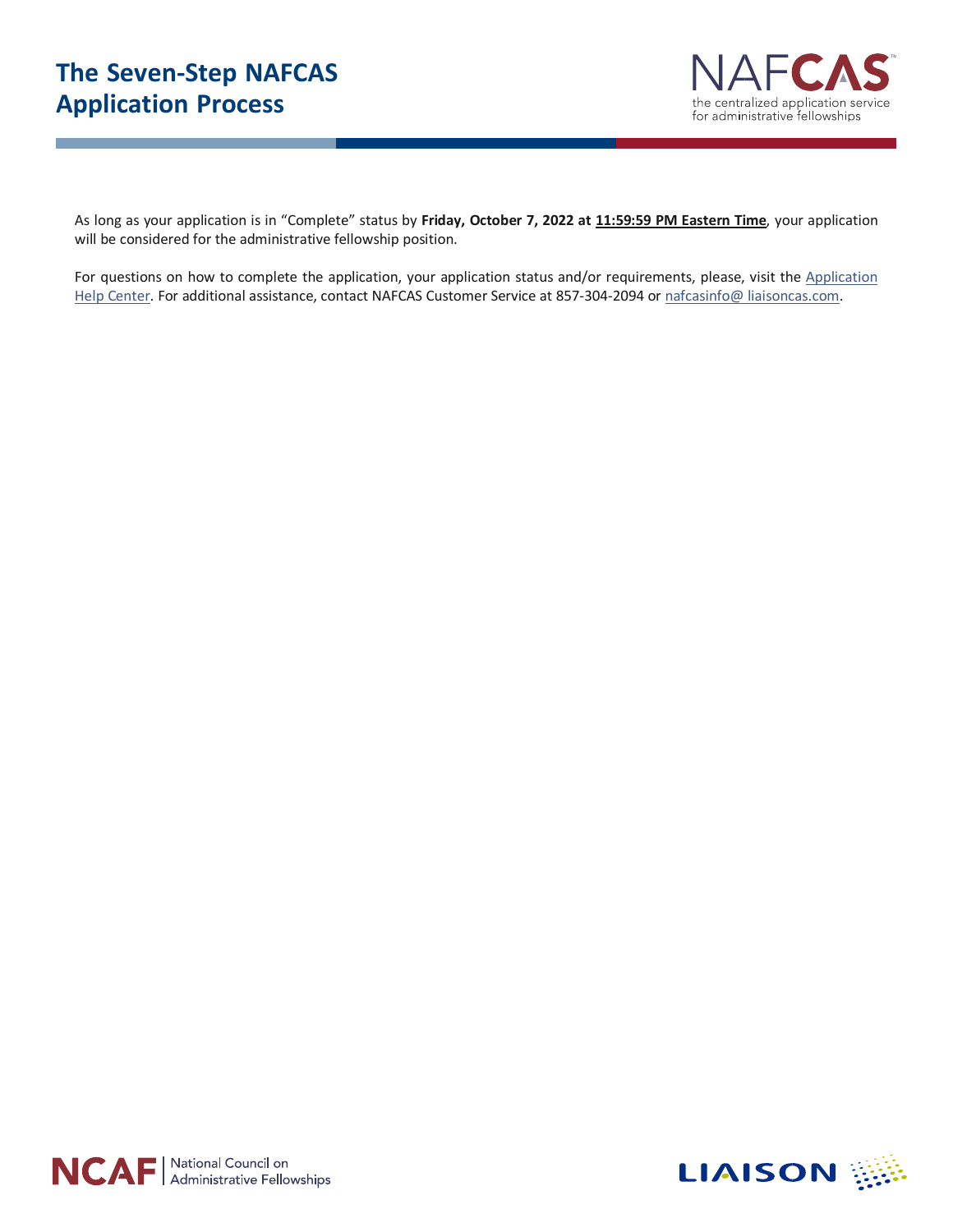As long as your application is in "Complete" status by **Friday, October 7, 2022 at 11:59:59 PM Eastern Time**, your application will be considered for the administrative fellowship position.

For questions on how to complete the application, your application status and/or requirements, please, visit the Application Help Center. For additional assistance, contact NAFCAS Customer Service at 857-304-2094 or nafcasinfo@ liaisoncas.com.